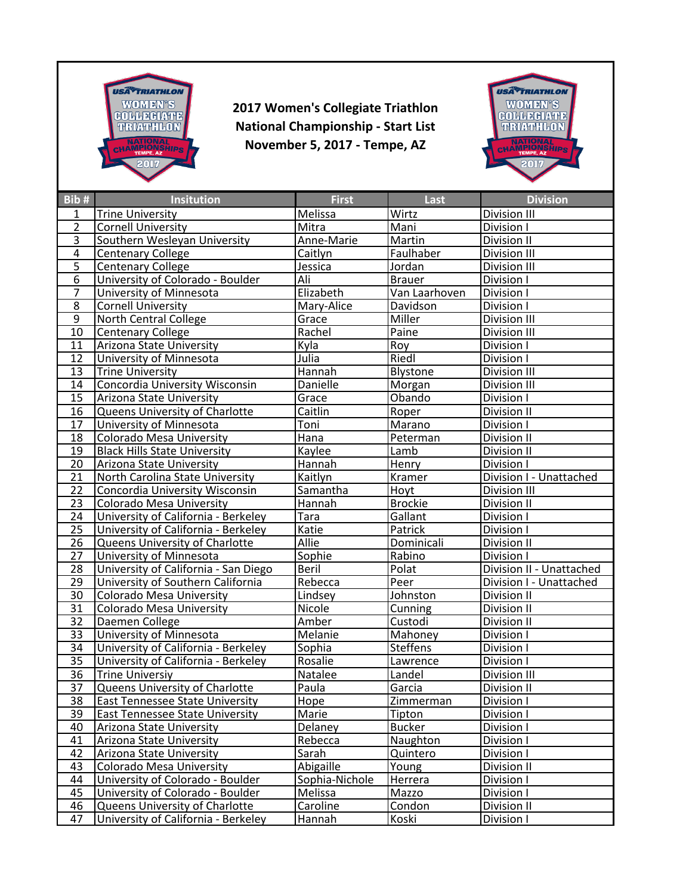# 2017 Women's Collegiate Triathlon National Championship - Start List

## November 5, 2017 - Tempe, AZ

| Bib # | Insitution | First | Last | Division |
|---|---|---|---|---|
| 1 | Trine University | Melissa | Wirtz | Division III |
| 2 | Cornell University | Mitra | Mani | Division I |
| 3 | Southern Wesleyan University | Anne-Marie | Martin | Division II |
| 4 | Centenary College | Caitlyn | Faulhaber | Division III |
| 5 | Centenary College | Jessica | Jordan | Division III |
| 6 | University of Colorado - Boulder | Ali | Brauer | Division I |
| 7 | University of Minnesota | Elizabeth | Van Laarhoven | Division I |
| 8 | Cornell University | Mary-Alice | Davidson | Division I |
| 9 | North Central College | Grace | Miller | Division III |
| 10 | Centenary College | Rachel | Paine | Division III |
| 11 | Arizona State University | Kyla | Roy | Division I |
| 12 | University of Minnesota | Julia | Riedl | Division I |
| 13 | Trine University | Hannah | Blystone | Division III |
| 14 | Concordia University Wisconsin | Danielle | Morgan | Division III |
| 15 | Arizona State University | Grace | Obando | Division I |
| 16 | Queens University of Charlotte | Caitlin | Roper | Division II |
| 17 | University of Minnesota | Toni | Marano | Division I |
| 18 | Colorado Mesa University | Hana | Peterman | Division II |
| 19 | Black Hills State University | Kaylee | Lamb | Division II |
| 20 | Arizona State University | Hannah | Henry | Division I |
| 21 | North Carolina State University | Kaitlyn | Kramer | Division I - Unattached |
| 22 | Concordia University Wisconsin | Samantha | Hoyt | Division III |
| 23 | Colorado Mesa University | Hannah | Brockie | Division II |
| 24 | University of California - Berkeley | Tara | Gallant | Division I |
| 25 | University of California - Berkeley | Katie | Patrick | Division I |
| 26 | Queens University of Charlotte | Allie | Dominicali | Division II |
| 27 | University of Minnesota | Sophie | Rabino | Division I |
| 28 | University of California - San Diego | Beril | Polat | Division II - Unattached |
| 29 | University of Southern California | Rebecca | Peer | Division I - Unattached |
| 30 | Colorado Mesa University | Lindsey | Johnston | Division II |
| 31 | Colorado Mesa University | Nicole | Cunning | Division II |
| 32 | Daemen College | Amber | Custodi | Division II |
| 33 | University of Minnesota | Melanie | Mahoney | Division I |
| 34 | University of California - Berkeley | Sophia | Steffens | Division I |
| 35 | University of California - Berkeley | Rosalie | Lawrence | Division I |
| 36 | Trine Universiy | Natalee | Landel | Division III |
| 37 | Queens University of Charlotte | Paula | Garcia | Division II |
| 38 | East Tennessee State University | Hope | Zimmerman | Division I |
| 39 | East Tennessee State University | Marie | Tipton | Division I |
| 40 | Arizona State University | Delaney | Bucker | Division I |
| 41 | Arizona State University | Rebecca | Naughton | Division I |
| 42 | Arizona State University | Sarah | Quintero | Division I |
| 43 | Colorado Mesa University | Abigaille | Young | Division II |
| 44 | University of Colorado - Boulder | Sophia-Nichole | Herrera | Division I |
| 45 | University of Colorado - Boulder | Melissa | Mazzo | Division I |
| 46 | Queens University of Charlotte | Caroline | Condon | Division II |
| 47 | University of California - Berkeley | Hannah | Koski | Division I |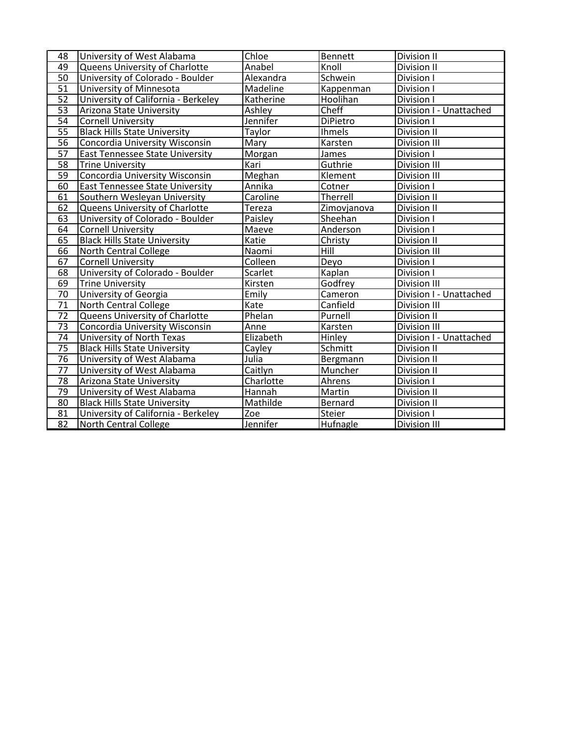| | | | | |
|---|---|---|---|---|
| 48 | University of West Alabama | Chloe | Bennett | Division II |
| 49 | Queens University of Charlotte | Anabel | Knoll | Division II |
| 50 | University of Colorado - Boulder | Alexandra | Schwein | Division I |
| 51 | University of Minnesota | Madeline | Kappenman | Division I |
| 52 | University of California - Berkeley | Katherine | Hoolihan | Division I |
| 53 | Arizona State University | Ashley | Cheff | Division I - Unattached |
| 54 | Cornell University | Jennifer | DiPietro | Division I |
| 55 | Black Hills State University | Taylor | Ihmels | Division II |
| 56 | Concordia University Wisconsin | Mary | Karsten | Division III |
| 57 | East Tennessee State University | Morgan | James | Division I |
| 58 | Trine University | Kari | Guthrie | Division III |
| 59 | Concordia University Wisconsin | Meghan | Klement | Division III |
| 60 | East Tennessee State University | Annika | Cotner | Division I |
| 61 | Southern Wesleyan University | Caroline | Therrell | Division II |
| 62 | Queens University of Charlotte | Tereza | Zimovjanova | Division II |
| 63 | University of Colorado - Boulder | Paisley | Sheehan | Division I |
| 64 | Cornell University | Maeve | Anderson | Division I |
| 65 | Black Hills State University | Katie | Christy | Division II |
| 66 | North Central College | Naomi | Hill | Division III |
| 67 | Cornell University | Colleen | Deyo | Division I |
| 68 | University of Colorado - Boulder | Scarlet | Kaplan | Division I |
| 69 | Trine University | Kirsten | Godfrey | Division III |
| 70 | University of Georgia | Emily | Cameron | Division I - Unattached |
| 71 | North Central College | Kate | Canfield | Division III |
| 72 | Queens University of Charlotte | Phelan | Purnell | Division II |
| 73 | Concordia University Wisconsin | Anne | Karsten | Division III |
| 74 | University of North Texas | Elizabeth | Hinley | Division I - Unattached |
| 75 | Black Hills State University | Cayley | Schmitt | Division II |
| 76 | University of West Alabama | Julia | Bergmann | Division II |
| 77 | University of West Alabama | Caitlyn | Muncher | Division II |
| 78 | Arizona State University | Charlotte | Ahrens | Division I |
| 79 | University of West Alabama | Hannah | Martin | Division II |
| 80 | Black Hills State University | Mathilde | Bernard | Division II |
| 81 | University of California - Berkeley | Zoe | Steier | Division I |
| 82 | North Central College | Jennifer | Hufnagle | Division III |